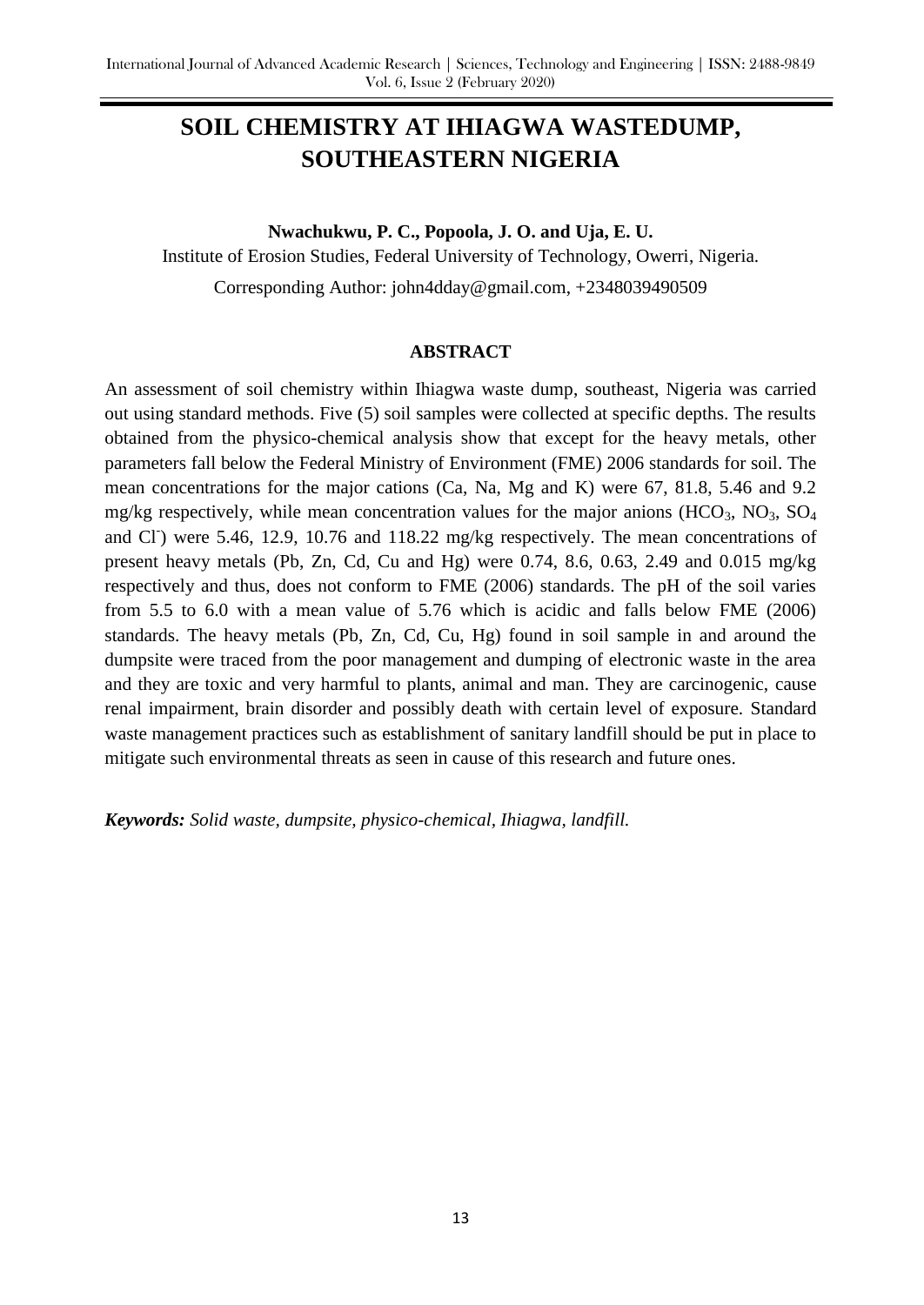# SOIL CHEMISTRY AT IHIAGWA WASTEDUMP, SOUTHEASTERN NIGERIA

**Nwachukwu, P. C., Popoola, J. O. and Uja, E. U.**

Institute of Erosion Studies, Federal University of Technology, Owerri, Nigeria.

Corresponding Author: john4dday@gmail.com, +2348039490509

## ABSTRACT

An assessment of soil chemistry within Ihiagwa waste dump, southeast, Nigeria was carried out using standard methods. Five (5) soil samples were collected at specific depths. The results obtained from the physico-chemical analysis show that except for the heavy metals, other parameters fall below the Federal Ministry of Environment (FME) 2006 standards for soil. The mean concentrations for the major cations (Ca, Na, Mg and K) were 67, 81.8, 5.46 and 9.2 mg/kg respectively, while mean concentration values for the major anions ($HCO_3$, $NO_3$, $SO_4$ and $Cl^-$) were 5.46, 12.9, 10.76 and 118.22 mg/kg respectively. The mean concentrations of present heavy metals (Pb, Zn, Cd, Cu and Hg) were 0.74, 8.6, 0.63, 2.49 and 0.015 mg/kg respectively and thus, does not conform to FME (2006) standards. The pH of the soil varies from 5.5 to 6.0 with a mean value of 5.76 which is acidic and falls below FME (2006) standards. The heavy metals (Pb, Zn, Cd, Cu, Hg) found in soil sample in and around the dumpsite were traced from the poor management and dumping of electronic waste in the area and they are toxic and very harmful to plants, animal and man. They are carcinogenic, cause renal impairment, brain disorder and possibly death with certain level of exposure. Standard waste management practices such as establishment of sanitary landfill should be put in place to mitigate such environmental threats as seen in cause of this research and future ones.

***Keywords:*** *Solid waste, dumpsite, physico-chemical, Ihiagwa, landfill.*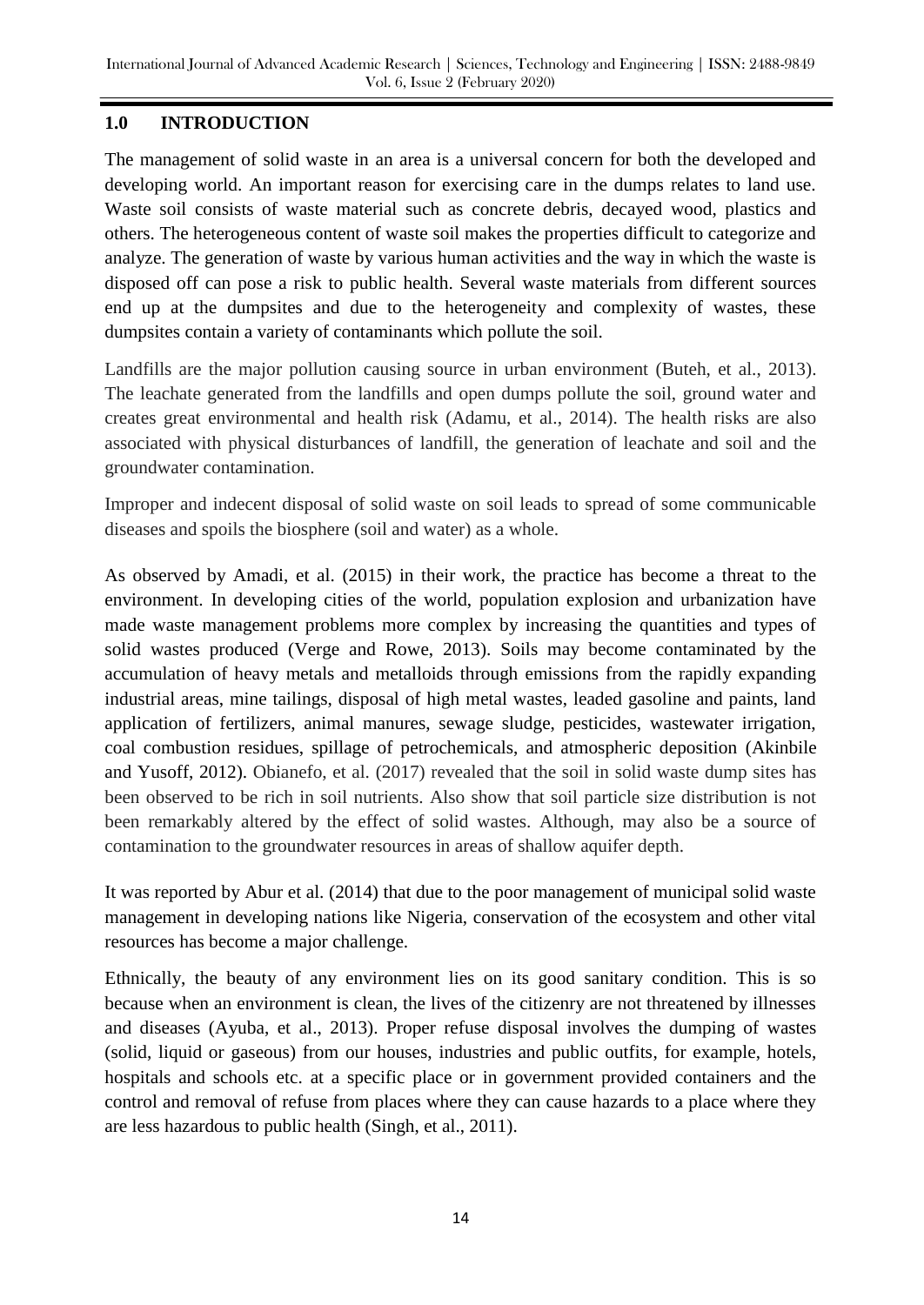## 1.0 INTRODUCTION

The management of solid waste in an area is a universal concern for both the developed and developing world. An important reason for exercising care in the dumps relates to land use. Waste soil consists of waste material such as concrete debris, decayed wood, plastics and others. The heterogeneous content of waste soil makes the properties difficult to categorize and analyze. The generation of waste by various human activities and the way in which the waste is disposed off can pose a risk to public health. Several waste materials from different sources end up at the dumpsites and due to the heterogeneity and complexity of wastes, these dumpsites contain a variety of contaminants which pollute the soil.

Landfills are the major pollution causing source in urban environment (Buteh, et al., 2013). The leachate generated from the landfills and open dumps pollute the soil, ground water and creates great environmental and health risk (Adamu, et al., 2014). The health risks are also associated with physical disturbances of landfill, the generation of leachate and soil and the groundwater contamination.

Improper and indecent disposal of solid waste on soil leads to spread of some communicable diseases and spoils the biosphere (soil and water) as a whole.

As observed by Amadi, et al. (2015) in their work, the practice has become a threat to the environment. In developing cities of the world, population explosion and urbanization have made waste management problems more complex by increasing the quantities and types of solid wastes produced (Verge and Rowe, 2013). Soils may become contaminated by the accumulation of heavy metals and metalloids through emissions from the rapidly expanding industrial areas, mine tailings, disposal of high metal wastes, leaded gasoline and paints, land application of fertilizers, animal manures, sewage sludge, pesticides, wastewater irrigation, coal combustion residues, spillage of petrochemicals, and atmospheric deposition (Akinbile and Yusoff, 2012). Obianefo, et al. (2017) revealed that the soil in solid waste dump sites has been observed to be rich in soil nutrients. Also show that soil particle size distribution is not been remarkably altered by the effect of solid wastes. Although, may also be a source of contamination to the groundwater resources in areas of shallow aquifer depth.

It was reported by Abur et al. (2014) that due to the poor management of municipal solid waste management in developing nations like Nigeria, conservation of the ecosystem and other vital resources has become a major challenge.

Ethnically, the beauty of any environment lies on its good sanitary condition. This is so because when an environment is clean, the lives of the citizenry are not threatened by illnesses and diseases (Ayuba, et al., 2013). Proper refuse disposal involves the dumping of wastes (solid, liquid or gaseous) from our houses, industries and public outfits, for example, hotels, hospitals and schools etc. at a specific place or in government provided containers and the control and removal of refuse from places where they can cause hazards to a place where they are less hazardous to public health (Singh, et al., 2011).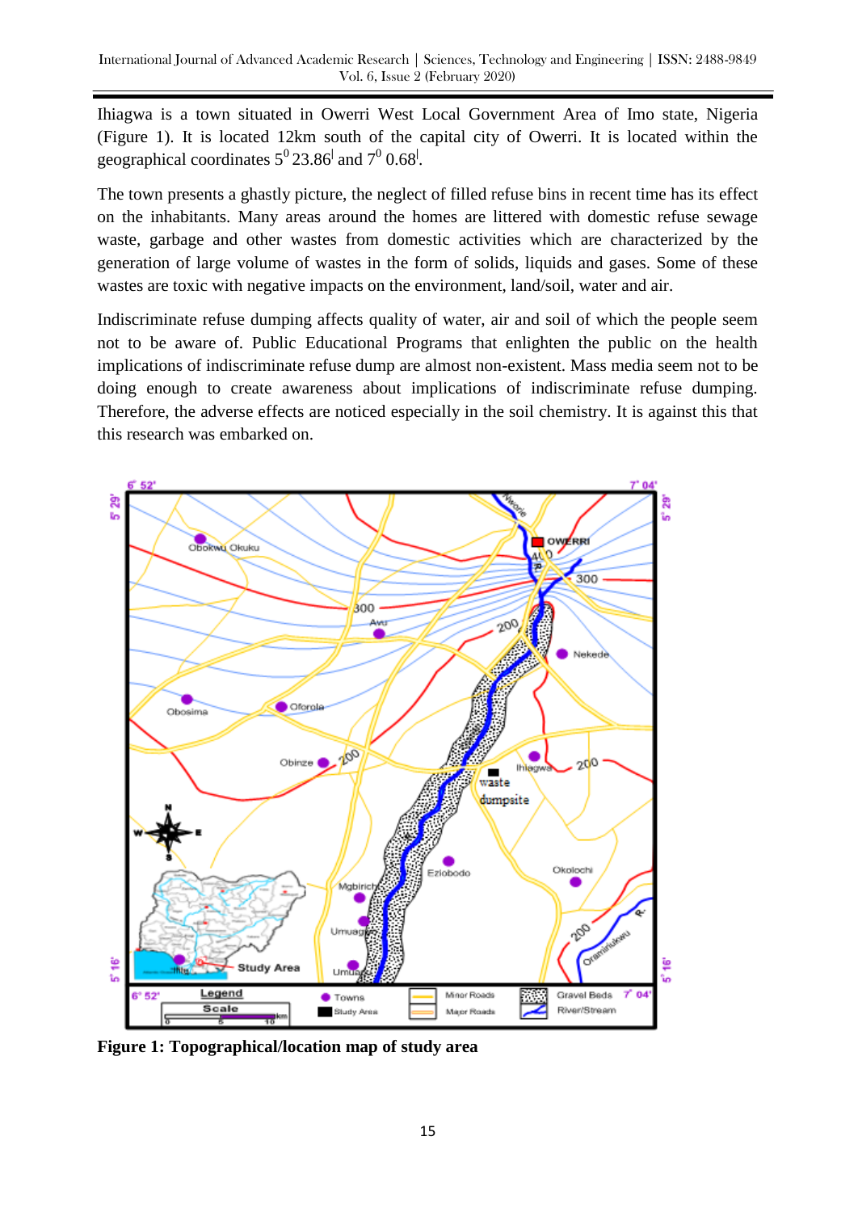Ihiagwa is a town situated in Owerri West Local Government Area of Imo state, Nigeria (Figure 1). It is located 12km south of the capital city of Owerri. It is located within the geographical coordinates $5^0\ 23.86^{|}$ and $7^0\ 0.68^{|}$.

The town presents a ghastly picture, the neglect of filled refuse bins in recent time has its effect on the inhabitants. Many areas around the homes are littered with domestic refuse sewage waste, garbage and other wastes from domestic activities which are characterized by the generation of large volume of wastes in the form of solids, liquids and gases. Some of these wastes are toxic with negative impacts on the environment, land/soil, water and air.

Indiscriminate refuse dumping affects quality of water, air and soil of which the people seem not to be aware of. Public Educational Programs that enlighten the public on the health implications of indiscriminate refuse dump are almost non-existent. Mass media seem not to be doing enough to create awareness about implications of indiscriminate refuse dumping. Therefore, the adverse effects are noticed especially in the soil chemistry. It is against this that this research was embarked on.

**Figure 1: Topographical/location map of study area**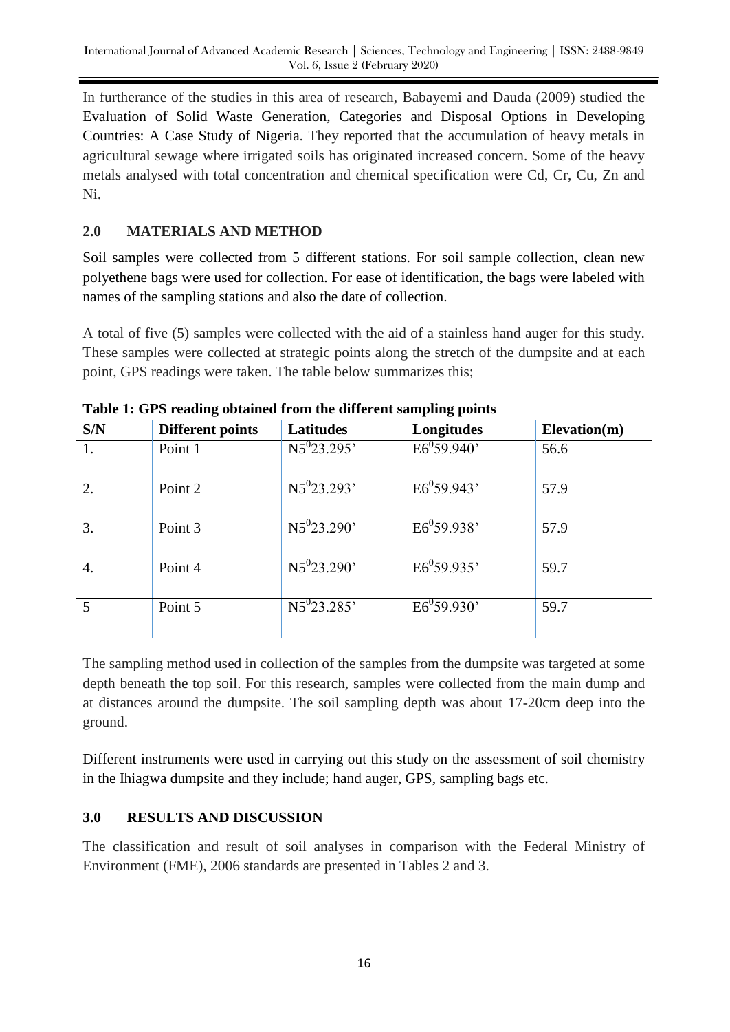In furtherance of the studies in this area of research, Babayemi and Dauda (2009) studied the Evaluation of Solid Waste Generation, Categories and Disposal Options in Developing Countries: A Case Study of Nigeria. They reported that the accumulation of heavy metals in agricultural sewage where irrigated soils has originated increased concern. Some of the heavy metals analysed with total concentration and chemical specification were Cd, Cr, Cu, Zn and Ni.

## 2.0 MATERIALS AND METHOD

Soil samples were collected from 5 different stations. For soil sample collection, clean new polyethene bags were used for collection. For ease of identification, the bags were labeled with names of the sampling stations and also the date of collection.

A total of five (5) samples were collected with the aid of a stainless hand auger for this study. These samples were collected at strategic points along the stretch of the dumpsite and at each point, GPS readings were taken. The table below summarizes this;

**Table 1: GPS reading obtained from the different sampling points**

| S/N | Different points | Latitudes | Longitudes | Elevation(m) |
|---|---|---|---|---|
| 1. | Point 1 | N5$^0$23.295' | E6$^0$59.940' | 56.6 |
| 2. | Point 2 | N5$^0$23.293' | E6$^0$59.943' | 57.9 |
| 3. | Point 3 | N5$^0$23.290' | E6$^0$59.938' | 57.9 |
| 4. | Point 4 | N5$^0$23.290' | E6$^0$59.935' | 59.7 |
| 5 | Point 5 | N5$^0$23.285' | E6$^0$59.930' | 59.7 |

The sampling method used in collection of the samples from the dumpsite was targeted at some depth beneath the top soil. For this research, samples were collected from the main dump and at distances around the dumpsite. The soil sampling depth was about 17-20cm deep into the ground.

Different instruments were used in carrying out this study on the assessment of soil chemistry in the Ihiagwa dumpsite and they include; hand auger, GPS, sampling bags etc.

## 3.0 RESULTS AND DISCUSSION

The classification and result of soil analyses in comparison with the Federal Ministry of Environment (FME), 2006 standards are presented in Tables 2 and 3.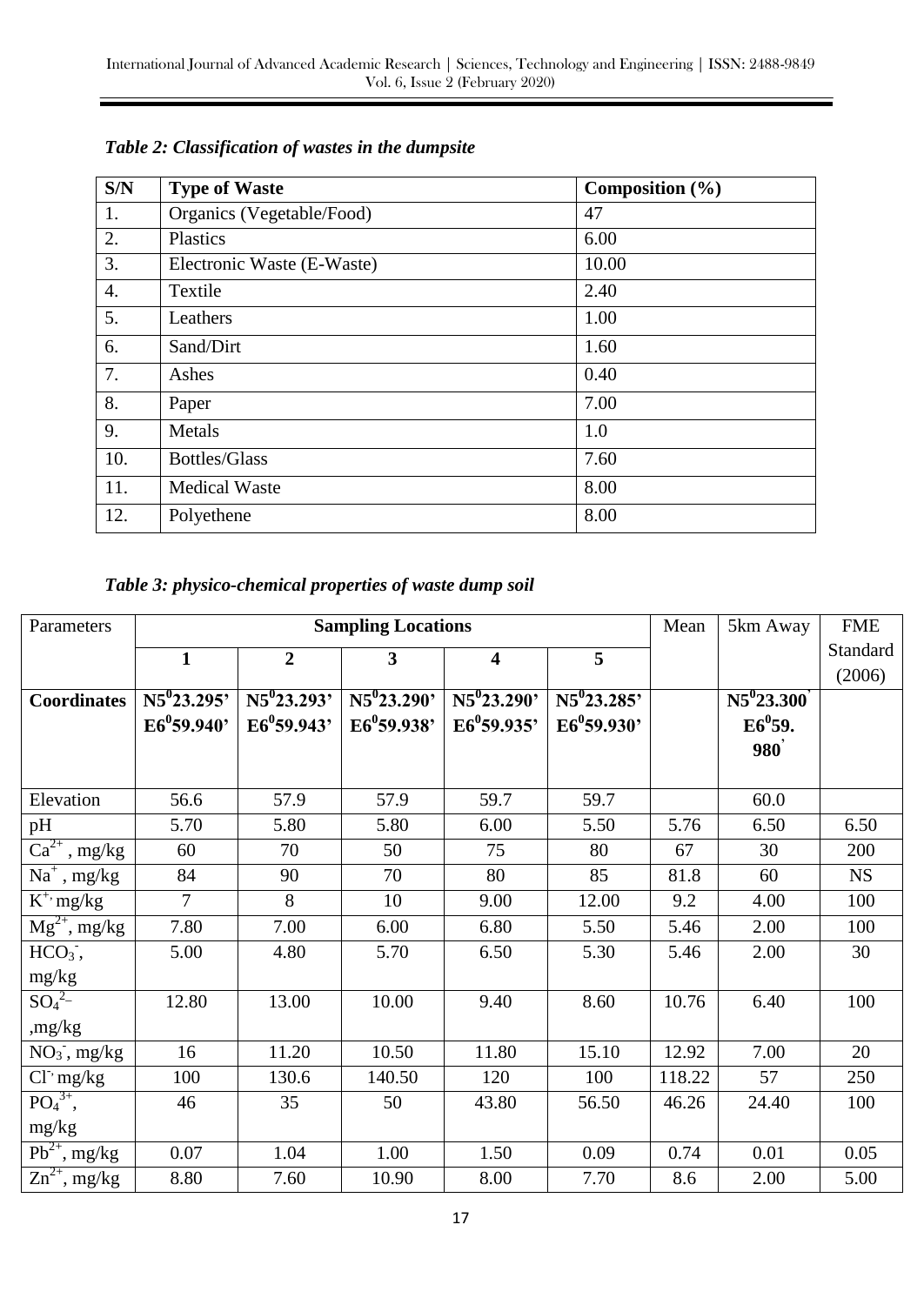*Table 2: Classification of wastes in the dumpsite*

| S/N | Type of Waste | Composition (%) |
|---|---|---|
| 1. | Organics (Vegetable/Food) | 47 |
| 2. | Plastics | 6.00 |
| 3. | Electronic Waste (E-Waste) | 10.00 |
| 4. | Textile | 2.40 |
| 5. | Leathers | 1.00 |
| 6. | Sand/Dirt | 1.60 |
| 7. | Ashes | 0.40 |
| 8. | Paper | 7.00 |
| 9. | Metals | 1.0 |
| 10. | Bottles/Glass | 7.60 |
| 11. | Medical Waste | 8.00 |
| 12. | Polyethene | 8.00 |

*Table 3: physico-chemical properties of waste dump soil*

| Parameters | Sampling Locations | | | | | Mean | 5km Away | FME Standard (2006) |
|---|---|---|---|---|---|---|---|---|
| | 1 | 2 | 3 | 4 | 5 | | | |
| **Coordinates** | **N5$^0$23.295' E6$^0$59.940'** | **N5$^0$23.293' E6$^0$59.943'** | **N5$^0$23.290' E6$^0$59.938'** | **N5$^0$23.290' E6$^0$59.935'** | **N5$^0$23.285' E6$^0$59.930'** | | **N5$^0$23.300' E6$^0$59. 980'** | |
| Elevation | 56.6 | 57.9 | 57.9 | 59.7 | 59.7 | | 60.0 | |
| pH | 5.70 | 5.80 | 5.80 | 6.00 | 5.50 | 5.76 | 6.50 | 6.50 |
| $Ca^{2+}$, mg/kg | 60 | 70 | 50 | 75 | 80 | 67 | 30 | 200 |
| $Na^{+}$, mg/kg | 84 | 90 | 70 | 80 | 85 | 81.8 | 60 | NS |
| $K^{+}$, mg/kg | 7 | 8 | 10 | 9.00 | 12.00 | 9.2 | 4.00 | 100 |
| $Mg^{2+}$, mg/kg | 7.80 | 7.00 | 6.00 | 6.80 | 5.50 | 5.46 | 2.00 | 100 |
| $HCO_3^-$, mg/kg | 5.00 | 4.80 | 5.70 | 6.50 | 5.30 | 5.46 | 2.00 | 30 |
| $SO_4^{2-}$, mg/kg | 12.80 | 13.00 | 10.00 | 9.40 | 8.60 | 10.76 | 6.40 | 100 |
| $NO_3^-$, mg/kg | 16 | 11.20 | 10.50 | 11.80 | 15.10 | 12.92 | 7.00 | 20 |
| $Cl^-$, mg/kg | 100 | 130.6 | 140.50 | 120 | 100 | 118.22 | 57 | 250 |
| $PO_4^{3+}$, mg/kg | 46 | 35 | 50 | 43.80 | 56.50 | 46.26 | 24.40 | 100 |
| $Pb^{2+}$, mg/kg | 0.07 | 1.04 | 1.00 | 1.50 | 0.09 | 0.74 | 0.01 | 0.05 |
| $Zn^{2+}$, mg/kg | 8.80 | 7.60 | 10.90 | 8.00 | 7.70 | 8.6 | 2.00 | 5.00 |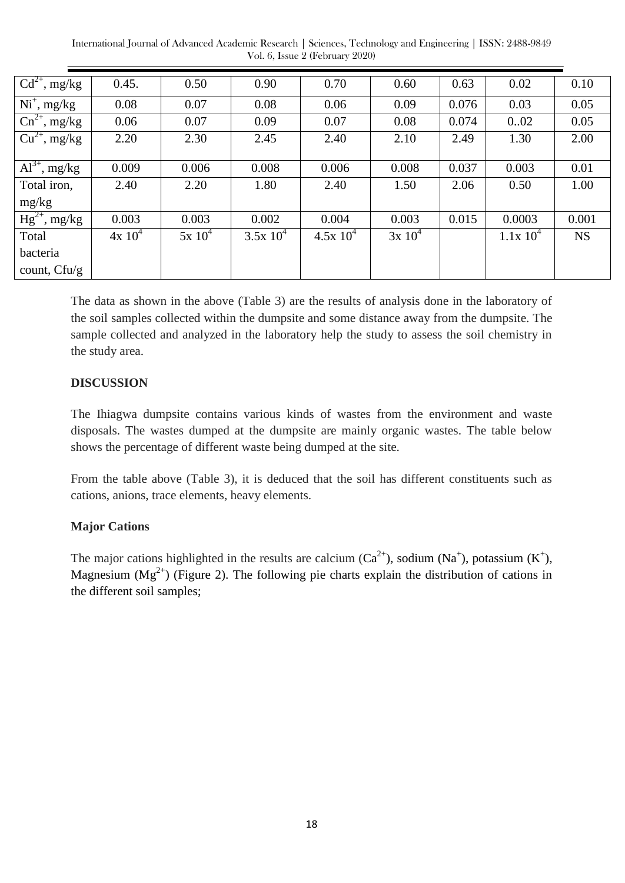| $Cd^{2+}$, mg/kg | 0.45. | 0.50 | 0.90 | 0.70 | 0.60 | 0.63 | 0.02 | 0.10 |
|---|---|---|---|---|---|---|---|---|
| $Ni^{+}$, mg/kg | 0.08 | 0.07 | 0.08 | 0.06 | 0.09 | 0.076 | 0.03 | 0.05 |
| $Cn^{2+}$, mg/kg | 0.06 | 0.07 | 0.09 | 0.07 | 0.08 | 0.074 | 0..02 | 0.05 |
| $Cu^{2+}$, mg/kg | 2.20 | 2.30 | 2.45 | 2.40 | 2.10 | 2.49 | 1.30 | 2.00 |
| $Al^{3+}$, mg/kg | 0.009 | 0.006 | 0.008 | 0.006 | 0.008 | 0.037 | 0.003 | 0.01 |
| Total iron, mg/kg | 2.40 | 2.20 | 1.80 | 2.40 | 1.50 | 2.06 | 0.50 | 1.00 |
| $Hg^{2+}$, mg/kg | 0.003 | 0.003 | 0.002 | 0.004 | 0.003 | 0.015 | 0.0003 | 0.001 |
| Total bacteria count, Cfu/g | $4x\ 10^4$ | $5x\ 10^4$ | $3.5x\ 10^4$ | $4.5x\ 10^4$ | $3x\ 10^4$ | | $1.1x\ 10^4$ | NS |

The data as shown in the above (Table 3) are the results of analysis done in the laboratory of the soil samples collected within the dumpsite and some distance away from the dumpsite. The sample collected and analyzed in the laboratory help the study to assess the soil chemistry in the study area.

## DISCUSSION

The Ihiagwa dumpsite contains various kinds of wastes from the environment and waste disposals. The wastes dumped at the dumpsite are mainly organic wastes. The table below shows the percentage of different waste being dumped at the site.

From the table above (Table 3), it is deduced that the soil has different constituents such as cations, anions, trace elements, heavy elements.

### Major Cations

The major cations highlighted in the results are calcium ($Ca^{2+}$), sodium ($Na^{+}$), potassium ($K^{+}$), Magnesium ($Mg^{2+}$) (Figure 2). The following pie charts explain the distribution of cations in the different soil samples;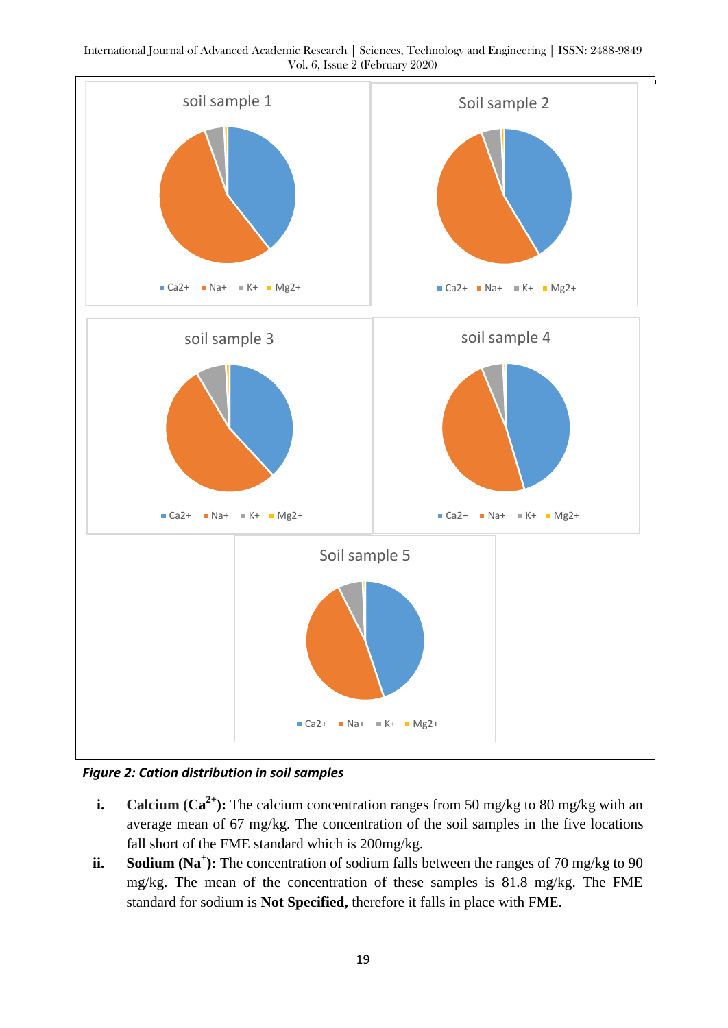*Figure 2: Cation distribution in soil samples*

i. **Calcium ($Ca^{2+}$):** The calcium concentration ranges from 50 mg/kg to 80 mg/kg with an average mean of 67 mg/kg. The concentration of the soil samples in the five locations fall short of the FME standard which is 200mg/kg.

ii. **Sodium ($Na^{+}$):** The concentration of sodium falls between the ranges of 70 mg/kg to 90 mg/kg. The mean of the concentration of these samples is 81.8 mg/kg. The FME standard for sodium is **Not Specified,** therefore it falls in place with FME.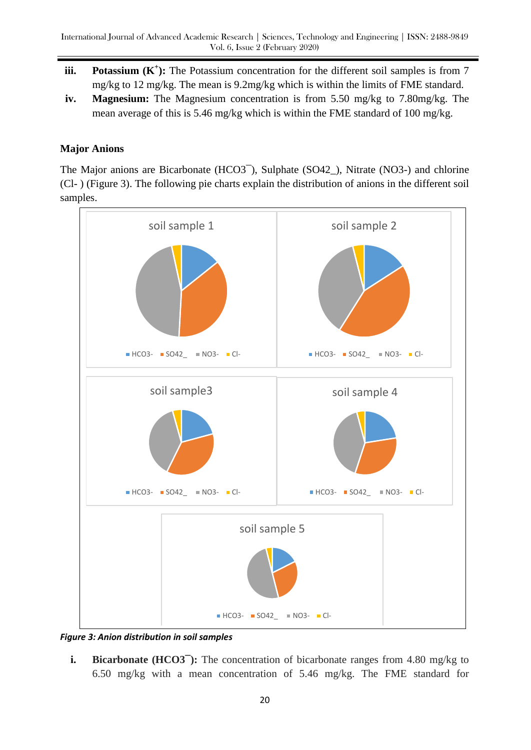iii. **Potassium ($K^+$):** The Potassium concentration for the different soil samples is from 7 mg/kg to 12 mg/kg. The mean is 9.2mg/kg which is within the limits of FME standard.

iv. **Magnesium:** The Magnesium concentration is from 5.50 mg/kg to 7.80mg/kg. The mean average of this is 5.46 mg/kg which is within the FME standard of 100 mg/kg.

**Major Anions**

The Major anions are Bicarbonate ($HCO3^{-}$), Sulphate (SO42_), Nitrate (NO3-) and chlorine (Cl- ) (Figure 3). The following pie charts explain the distribution of anions in the different soil samples.

*Figure 3: Anion distribution in soil samples*

i. **Bicarbonate ($HCO3^{-}$):** The concentration of bicarbonate ranges from 4.80 mg/kg to 6.50 mg/kg with a mean concentration of 5.46 mg/kg. The FME standard for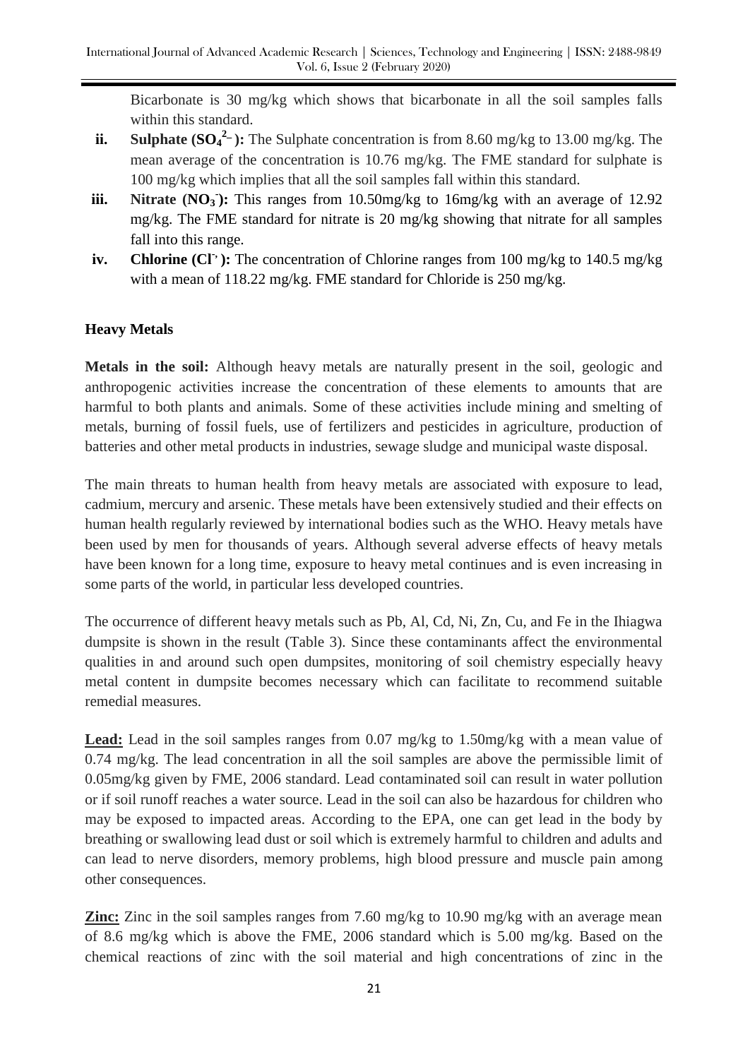Bicarbonate is 30 mg/kg which shows that bicarbonate in all the soil samples falls within this standard.

ii. **Sulphate ($SO_4^{2-}$):** The Sulphate concentration is from 8.60 mg/kg to 13.00 mg/kg. The mean average of the concentration is 10.76 mg/kg. The FME standard for sulphate is 100 mg/kg which implies that all the soil samples fall within this standard.

iii. **Nitrate ($NO_3^-$):** This ranges from 10.50mg/kg to 16mg/kg with an average of 12.92 mg/kg. The FME standard for nitrate is 20 mg/kg showing that nitrate for all samples fall into this range.

iv. **Chlorine ($Cl^-$):** The concentration of Chlorine ranges from 100 mg/kg to 140.5 mg/kg with a mean of 118.22 mg/kg. FME standard for Chloride is 250 mg/kg.

### Heavy Metals

**Metals in the soil:** Although heavy metals are naturally present in the soil, geologic and anthropogenic activities increase the concentration of these elements to amounts that are harmful to both plants and animals. Some of these activities include mining and smelting of metals, burning of fossil fuels, use of fertilizers and pesticides in agriculture, production of batteries and other metal products in industries, sewage sludge and municipal waste disposal.

The main threats to human health from heavy metals are associated with exposure to lead, cadmium, mercury and arsenic. These metals have been extensively studied and their effects on human health regularly reviewed by international bodies such as the WHO. Heavy metals have been used by men for thousands of years. Although several adverse effects of heavy metals have been known for a long time, exposure to heavy metal continues and is even increasing in some parts of the world, in particular less developed countries.

The occurrence of different heavy metals such as Pb, Al, Cd, Ni, Zn, Cu, and Fe in the Ihiagwa dumpsite is shown in the result (Table 3). Since these contaminants affect the environmental qualities in and around such open dumpsites, monitoring of soil chemistry especially heavy metal content in dumpsite becomes necessary which can facilitate to recommend suitable remedial measures.

**Lead:** Lead in the soil samples ranges from 0.07 mg/kg to 1.50mg/kg with a mean value of 0.74 mg/kg. The lead concentration in all the soil samples are above the permissible limit of 0.05mg/kg given by FME, 2006 standard. Lead contaminated soil can result in water pollution or if soil runoff reaches a water source. Lead in the soil can also be hazardous for children who may be exposed to impacted areas. According to the EPA, one can get lead in the body by breathing or swallowing lead dust or soil which is extremely harmful to children and adults and can lead to nerve disorders, memory problems, high blood pressure and muscle pain among other consequences.

**Zinc:** Zinc in the soil samples ranges from 7.60 mg/kg to 10.90 mg/kg with an average mean of 8.6 mg/kg which is above the FME, 2006 standard which is 5.00 mg/kg. Based on the chemical reactions of zinc with the soil material and high concentrations of zinc in the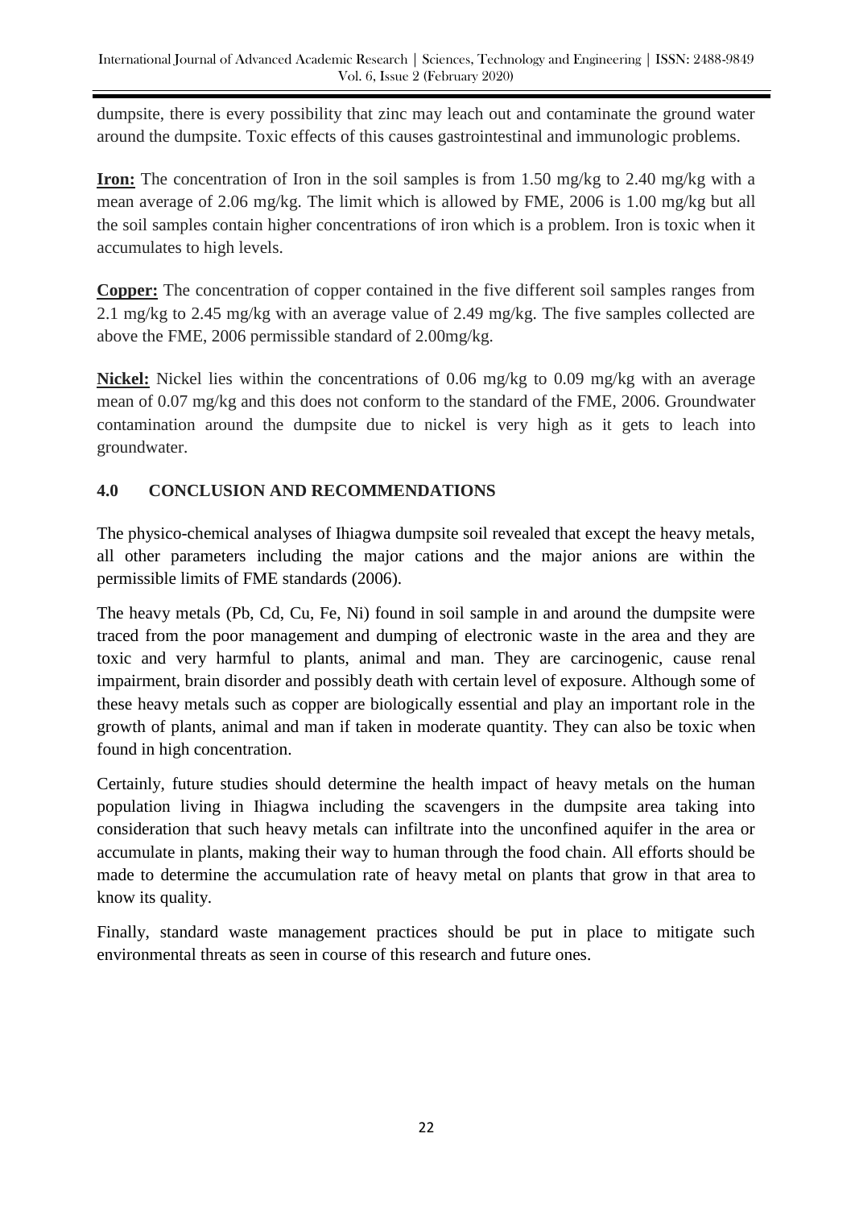dumpsite, there is every possibility that zinc may leach out and contaminate the ground water around the dumpsite. Toxic effects of this causes gastrointestinal and immunologic problems.

**Iron:** The concentration of Iron in the soil samples is from 1.50 mg/kg to 2.40 mg/kg with a mean average of 2.06 mg/kg. The limit which is allowed by FME, 2006 is 1.00 mg/kg but all the soil samples contain higher concentrations of iron which is a problem. Iron is toxic when it accumulates to high levels.

**Copper:** The concentration of copper contained in the five different soil samples ranges from 2.1 mg/kg to 2.45 mg/kg with an average value of 2.49 mg/kg. The five samples collected are above the FME, 2006 permissible standard of 2.00mg/kg.

**Nickel:** Nickel lies within the concentrations of 0.06 mg/kg to 0.09 mg/kg with an average mean of 0.07 mg/kg and this does not conform to the standard of the FME, 2006. Groundwater contamination around the dumpsite due to nickel is very high as it gets to leach into groundwater.

## 4.0 CONCLUSION AND RECOMMENDATIONS

The physico-chemical analyses of Ihiagwa dumpsite soil revealed that except the heavy metals, all other parameters including the major cations and the major anions are within the permissible limits of FME standards (2006).

The heavy metals (Pb, Cd, Cu, Fe, Ni) found in soil sample in and around the dumpsite were traced from the poor management and dumping of electronic waste in the area and they are toxic and very harmful to plants, animal and man. They are carcinogenic, cause renal impairment, brain disorder and possibly death with certain level of exposure. Although some of these heavy metals such as copper are biologically essential and play an important role in the growth of plants, animal and man if taken in moderate quantity. They can also be toxic when found in high concentration.

Certainly, future studies should determine the health impact of heavy metals on the human population living in Ihiagwa including the scavengers in the dumpsite area taking into consideration that such heavy metals can infiltrate into the unconfined aquifer in the area or accumulate in plants, making their way to human through the food chain. All efforts should be made to determine the accumulation rate of heavy metal on plants that grow in that area to know its quality.

Finally, standard waste management practices should be put in place to mitigate such environmental threats as seen in course of this research and future ones.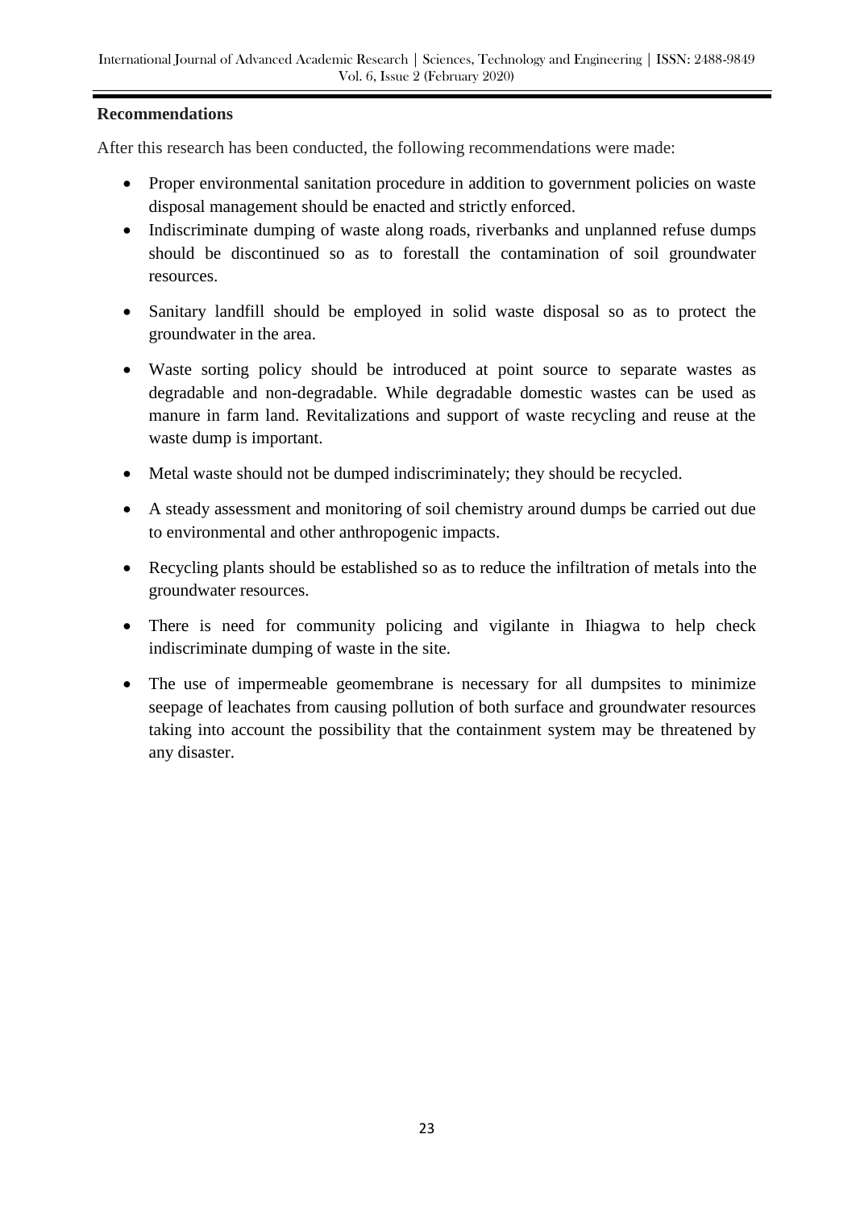## Recommendations

After this research has been conducted, the following recommendations were made:

- Proper environmental sanitation procedure in addition to government policies on waste disposal management should be enacted and strictly enforced.
- Indiscriminate dumping of waste along roads, riverbanks and unplanned refuse dumps should be discontinued so as to forestall the contamination of soil groundwater resources.
- Sanitary landfill should be employed in solid waste disposal so as to protect the groundwater in the area.
- Waste sorting policy should be introduced at point source to separate wastes as degradable and non-degradable. While degradable domestic wastes can be used as manure in farm land. Revitalizations and support of waste recycling and reuse at the waste dump is important.
- Metal waste should not be dumped indiscriminately; they should be recycled.
- A steady assessment and monitoring of soil chemistry around dumps be carried out due to environmental and other anthropogenic impacts.
- Recycling plants should be established so as to reduce the infiltration of metals into the groundwater resources.
- There is need for community policing and vigilante in Ihiagwa to help check indiscriminate dumping of waste in the site.
- The use of impermeable geomembrane is necessary for all dumpsites to minimize seepage of leachates from causing pollution of both surface and groundwater resources taking into account the possibility that the containment system may be threatened by any disaster.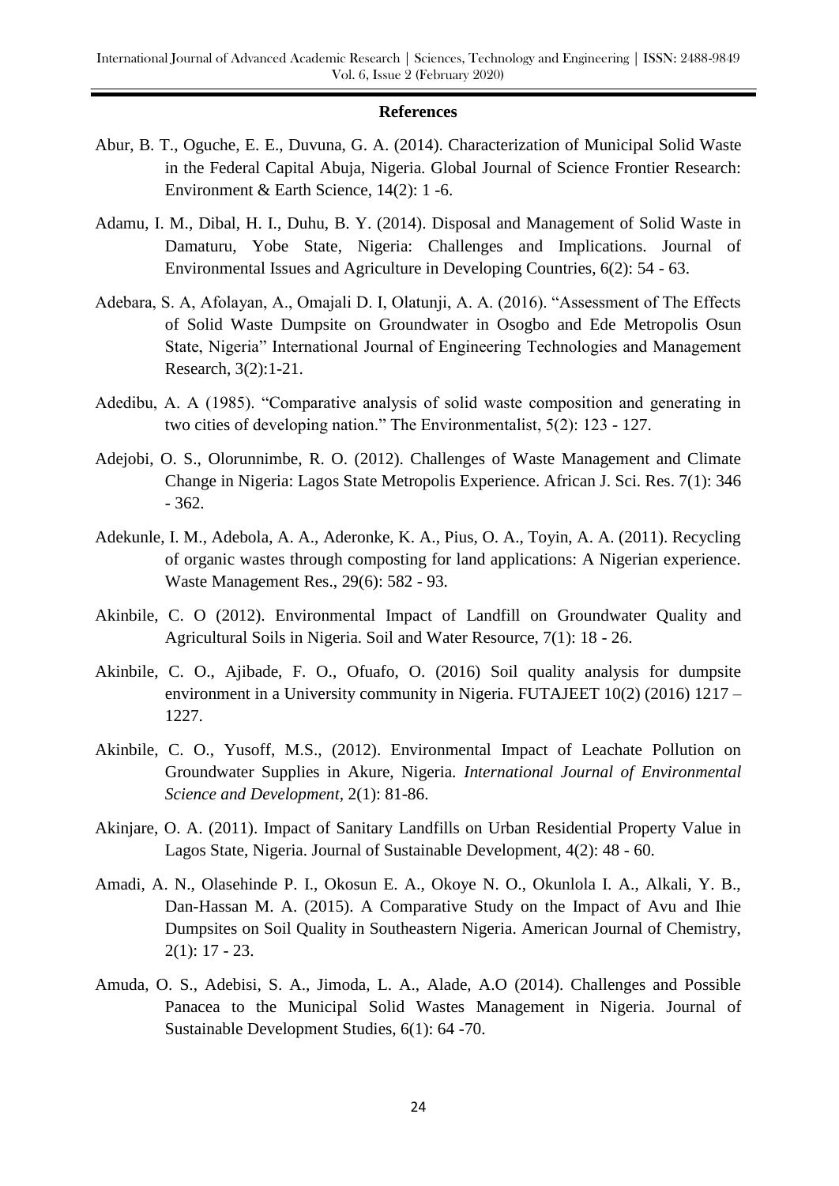## References

Abur, B. T., Oguche, E. E., Duvuna, G. A. (2014). Characterization of Municipal Solid Waste in the Federal Capital Abuja, Nigeria. Global Journal of Science Frontier Research: Environment & Earth Science, 14(2): 1 -6.

Adamu, I. M., Dibal, H. I., Duhu, B. Y. (2014). Disposal and Management of Solid Waste in Damaturu, Yobe State, Nigeria: Challenges and Implications. Journal of Environmental Issues and Agriculture in Developing Countries, 6(2): 54 - 63.

Adebara, S. A, Afolayan, A., Omajali D. I, Olatunji, A. A. (2016). "Assessment of The Effects of Solid Waste Dumpsite on Groundwater in Osogbo and Ede Metropolis Osun State, Nigeria" International Journal of Engineering Technologies and Management Research, 3(2):1-21.

Adedibu, A. A (1985). "Comparative analysis of solid waste composition and generating in two cities of developing nation." The Environmentalist, 5(2): 123 - 127.

Adejobi, O. S., Olorunnimbe, R. O. (2012). Challenges of Waste Management and Climate Change in Nigeria: Lagos State Metropolis Experience. African J. Sci. Res. 7(1): 346 - 362.

Adekunle, I. M., Adebola, A. A., Aderonke, K. A., Pius, O. A., Toyin, A. A. (2011). Recycling of organic wastes through composting for land applications: A Nigerian experience. Waste Management Res., 29(6): 582 - 93.

Akinbile, C. O (2012). Environmental Impact of Landfill on Groundwater Quality and Agricultural Soils in Nigeria. Soil and Water Resource, 7(1): 18 - 26.

Akinbile, C. O., Ajibade, F. O., Ofuafo, O. (2016) Soil quality analysis for dumpsite environment in a University community in Nigeria. FUTAJEET 10(2) (2016) 1217 – 1227.

Akinbile, C. O., Yusoff, M.S., (2012). Environmental Impact of Leachate Pollution on Groundwater Supplies in Akure, Nigeria. *International Journal of Environmental Science and Development*, 2(1): 81-86.

Akinjare, O. A. (2011). Impact of Sanitary Landfills on Urban Residential Property Value in Lagos State, Nigeria. Journal of Sustainable Development, 4(2): 48 - 60.

Amadi, A. N., Olasehinde P. I., Okosun E. A., Okoye N. O., Okunlola I. A., Alkali, Y. B., Dan-Hassan M. A. (2015). A Comparative Study on the Impact of Avu and Ihie Dumpsites on Soil Quality in Southeastern Nigeria. American Journal of Chemistry, 2(1): 17 - 23.

Amuda, O. S., Adebisi, S. A., Jimoda, L. A., Alade, A.O (2014). Challenges and Possible Panacea to the Municipal Solid Wastes Management in Nigeria. Journal of Sustainable Development Studies, 6(1): 64 -70.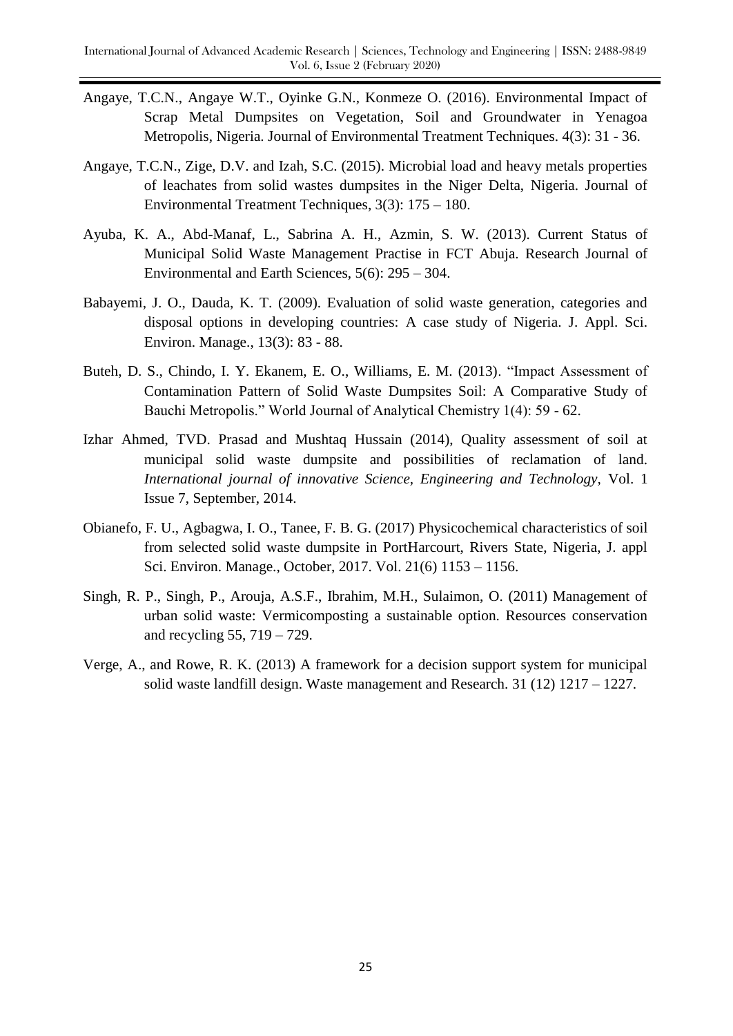Angaye, T.C.N., Angaye W.T., Oyinke G.N., Konmeze O. (2016). Environmental Impact of Scrap Metal Dumpsites on Vegetation, Soil and Groundwater in Yenagoa Metropolis, Nigeria. Journal of Environmental Treatment Techniques. 4(3): 31 - 36.

Angaye, T.C.N., Zige, D.V. and Izah, S.C. (2015). Microbial load and heavy metals properties of leachates from solid wastes dumpsites in the Niger Delta, Nigeria. Journal of Environmental Treatment Techniques, 3(3): 175 – 180.

Ayuba, K. A., Abd-Manaf, L., Sabrina A. H., Azmin, S. W. (2013). Current Status of Municipal Solid Waste Management Practise in FCT Abuja. Research Journal of Environmental and Earth Sciences, 5(6): 295 – 304.

Babayemi, J. O., Dauda, K. T. (2009). Evaluation of solid waste generation, categories and disposal options in developing countries: A case study of Nigeria. J. Appl. Sci. Environ. Manage., 13(3): 83 - 88.

Buteh, D. S., Chindo, I. Y. Ekanem, E. O., Williams, E. M. (2013). "Impact Assessment of Contamination Pattern of Solid Waste Dumpsites Soil: A Comparative Study of Bauchi Metropolis." World Journal of Analytical Chemistry 1(4): 59 - 62.

Izhar Ahmed, TVD. Prasad and Mushtaq Hussain (2014), Quality assessment of soil at municipal solid waste dumpsite and possibilities of reclamation of land. *International journal of innovative Science, Engineering and Technology*, Vol. 1 Issue 7, September, 2014.

Obianefo, F. U., Agbagwa, I. O., Tanee, F. B. G. (2017) Physicochemical characteristics of soil from selected solid waste dumpsite in PortHarcourt, Rivers State, Nigeria, J. appl Sci. Environ. Manage., October, 2017. Vol. 21(6) 1153 – 1156.

Singh, R. P., Singh, P., Arouja, A.S.F., Ibrahim, M.H., Sulaimon, O. (2011) Management of urban solid waste: Vermicomposting a sustainable option. Resources conservation and recycling 55, 719 – 729.

Verge, A., and Rowe, R. K. (2013) A framework for a decision support system for municipal solid waste landfill design. Waste management and Research. 31 (12) 1217 – 1227.